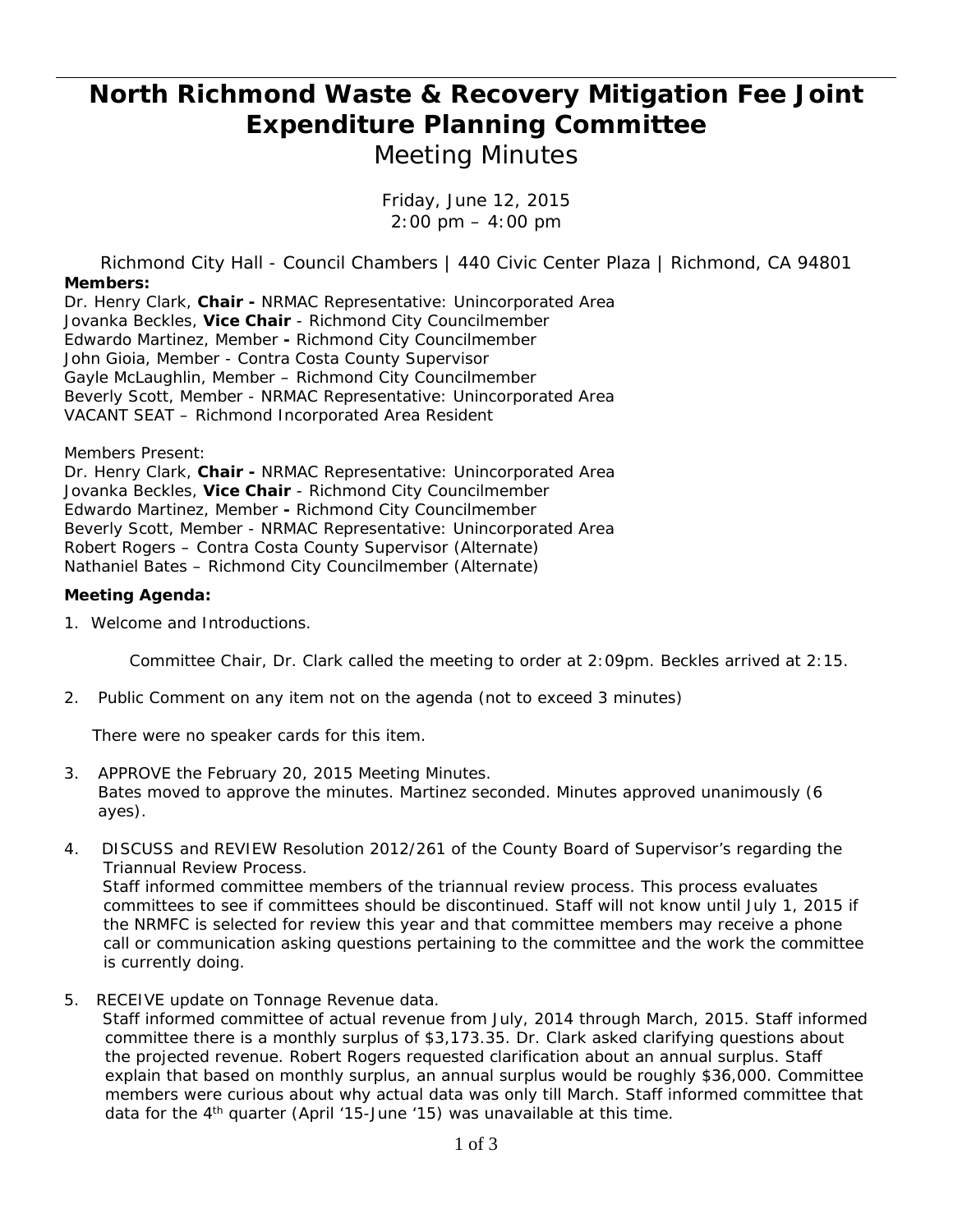# North Richmond Waste & Recovery Mitigation Fee Joint Expenditure Planning Committee

Meeting Minutes

Friday, June 12, 2015
2:00 pm – 4:00 pm

Richmond City Hall - Council Chambers | 440 Civic Center Plaza | Richmond, CA 94801

**Members:**

Dr. Henry Clark, **Chair -** NRMAC Representative: Unincorporated Area
Jovanka Beckles, **Vice Chair** - Richmond City Councilmember
Edwardo Martinez, Member **-** Richmond City Councilmember
John Gioia, Member - Contra Costa County Supervisor
Gayle McLaughlin, Member – Richmond City Councilmember
Beverly Scott, Member - NRMAC Representative: Unincorporated Area
VACANT SEAT – Richmond Incorporated Area Resident

Members Present:

Dr. Henry Clark, **Chair -** NRMAC Representative: Unincorporated Area
Jovanka Beckles, **Vice Chair** - Richmond City Councilmember
Edwardo Martinez, Member **-** Richmond City Councilmember
Beverly Scott, Member - NRMAC Representative: Unincorporated Area
Robert Rogers – Contra Costa County Supervisor (Alternate)
Nathaniel Bates – Richmond City Councilmember (Alternate)

**Meeting Agenda:**

1. Welcome and Introductions.

   Committee Chair, Dr. Clark called the meeting to order at 2:09pm. Beckles arrived at 2:15.

2. Public Comment on any item not on the agenda (not to exceed 3 minutes)

   There were no speaker cards for this item.

3. APPROVE the February 20, 2015 Meeting Minutes.
   Bates moved to approve the minutes. Martinez seconded. Minutes approved unanimously (6 ayes).

4. DISCUSS and REVIEW Resolution 2012/261 of the County Board of Supervisor's regarding the Triannual Review Process.
   Staff informed committee members of the triannual review process. This process evaluates committees to see if committees should be discontinued. Staff will not know until July 1, 2015 if the NRMFC is selected for review this year and that committee members may receive a phone call or communication asking questions pertaining to the committee and the work the committee is currently doing.

5. RECEIVE update on Tonnage Revenue data.
   Staff informed committee of actual revenue from July, 2014 through March, 2015. Staff informed committee there is a monthly surplus of $3,173.35. Dr. Clark asked clarifying questions about the projected revenue. Robert Rogers requested clarification about an annual surplus. Staff explain that based on monthly surplus, an annual surplus would be roughly $36,000. Committee members were curious about why actual data was only till March. Staff informed committee that data for the 4th quarter (April '15-June '15) was unavailable at this time.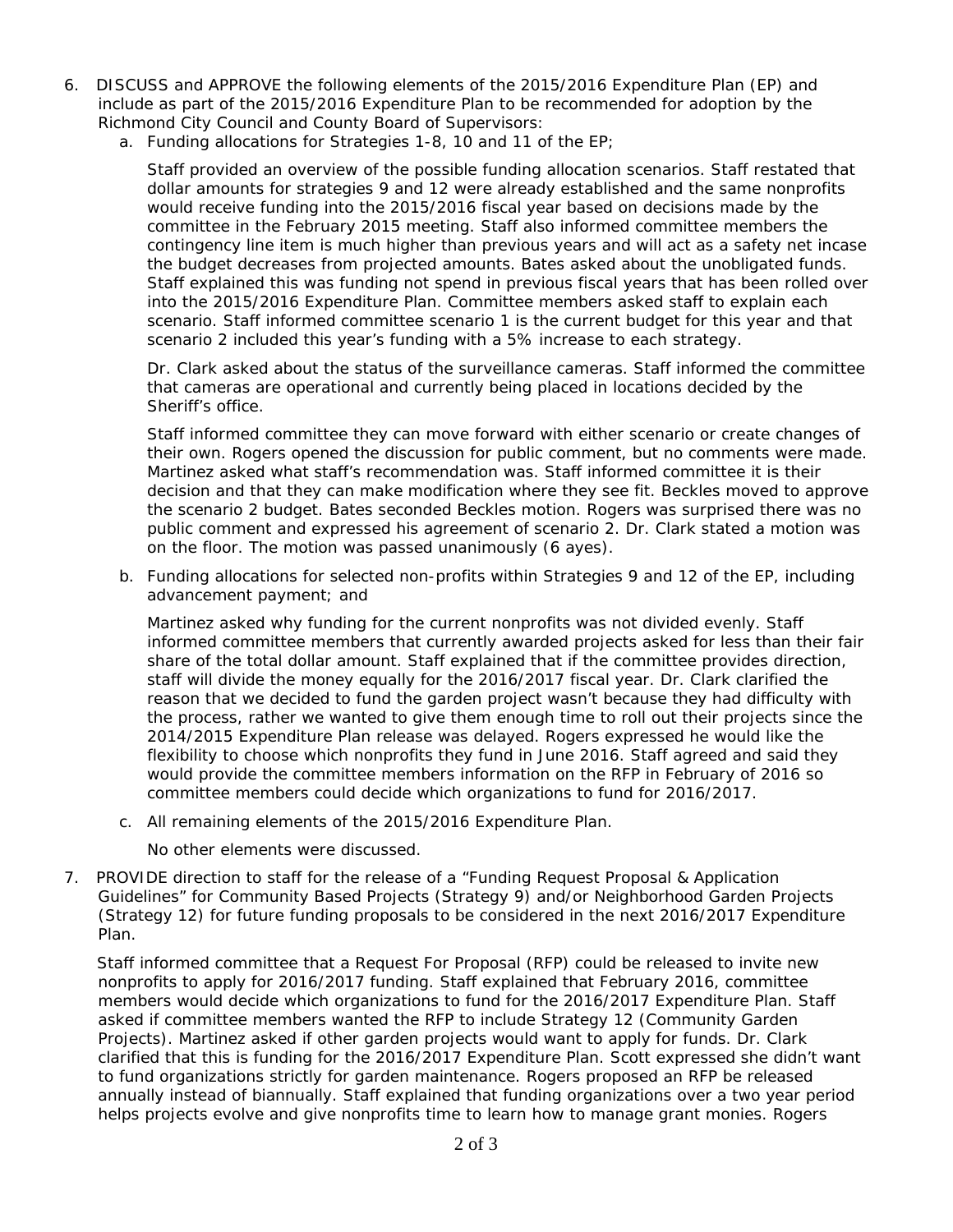6. DISCUSS and APPROVE the following elements of the 2015/2016 Expenditure Plan (EP) and include as part of the 2015/2016 Expenditure Plan to be recommended for adoption by the Richmond City Council and County Board of Supervisors:
   a. Funding allocations for Strategies 1-8, 10 and 11 of the EP;

      Staff provided an overview of the possible funding allocation scenarios. Staff restated that dollar amounts for strategies 9 and 12 were already established and the same nonprofits would receive funding into the 2015/2016 fiscal year based on decisions made by the committee in the February 2015 meeting. Staff also informed committee members the contingency line item is much higher than previous years and will act as a safety net incase the budget decreases from projected amounts. Bates asked about the unobligated funds. Staff explained this was funding not spend in previous fiscal years that has been rolled over into the 2015/2016 Expenditure Plan. Committee members asked staff to explain each scenario. Staff informed committee scenario 1 is the current budget for this year and that scenario 2 included this year's funding with a 5% increase to each strategy.

      Dr. Clark asked about the status of the surveillance cameras. Staff informed the committee that cameras are operational and currently being placed in locations decided by the Sheriff's office.

      Staff informed committee they can move forward with either scenario or create changes of their own. Rogers opened the discussion for public comment, but no comments were made. Martinez asked what staff's recommendation was. Staff informed committee it is their decision and that they can make modification where they see fit. Beckles moved to approve the scenario 2 budget. Bates seconded Beckles motion. Rogers was surprised there was no public comment and expressed his agreement of scenario 2. Dr. Clark stated a motion was on the floor. The motion was passed unanimously (6 ayes).

   b. Funding allocations for selected non-profits within Strategies 9 and 12 of the EP, including advancement payment; and

      Martinez asked why funding for the current nonprofits was not divided evenly. Staff informed committee members that currently awarded projects asked for less than their fair share of the total dollar amount. Staff explained that if the committee provides direction, staff will divide the money equally for the 2016/2017 fiscal year. Dr. Clark clarified the reason that we decided to fund the garden project wasn't because they had difficulty with the process, rather we wanted to give them enough time to roll out their projects since the 2014/2015 Expenditure Plan release was delayed. Rogers expressed he would like the flexibility to choose which nonprofits they fund in June 2016. Staff agreed and said they would provide the committee members information on the RFP in February of 2016 so committee members could decide which organizations to fund for 2016/2017.

   c. All remaining elements of the 2015/2016 Expenditure Plan.

      No other elements were discussed.

7. PROVIDE direction to staff for the release of a "Funding Request Proposal & Application Guidelines" for Community Based Projects (Strategy 9) and/or Neighborhood Garden Projects (Strategy 12) for future funding proposals to be considered in the next 2016/2017 Expenditure Plan.

   Staff informed committee that a Request For Proposal (RFP) could be released to invite new nonprofits to apply for 2016/2017 funding. Staff explained that February 2016, committee members would decide which organizations to fund for the 2016/2017 Expenditure Plan. Staff asked if committee members wanted the RFP to include Strategy 12 (Community Garden Projects). Martinez asked if other garden projects would want to apply for funds. Dr. Clark clarified that this is funding for the 2016/2017 Expenditure Plan. Scott expressed she didn't want to fund organizations strictly for garden maintenance. Rogers proposed an RFP be released annually instead of biannually. Staff explained that funding organizations over a two year period helps projects evolve and give nonprofits time to learn how to manage grant monies. Rogers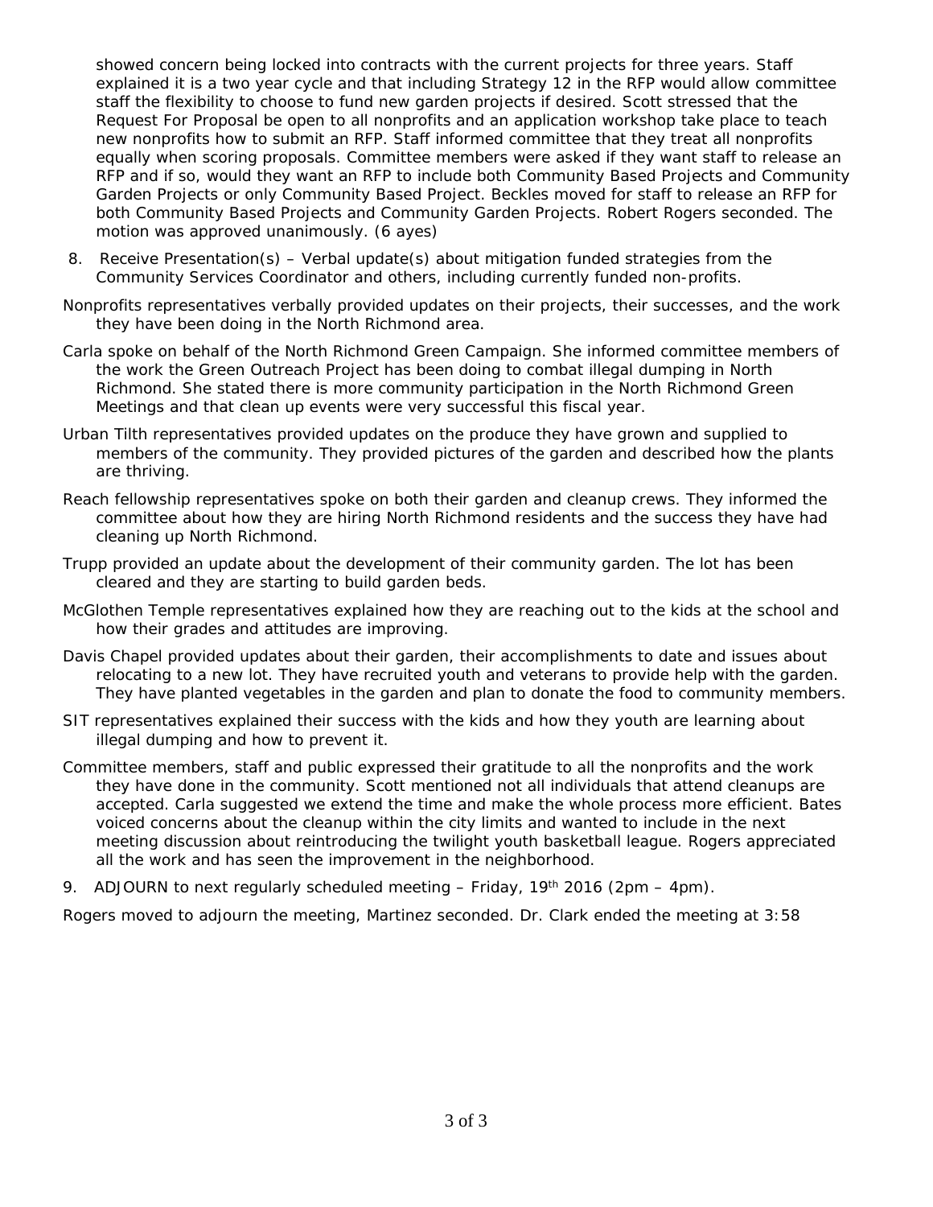showed concern being locked into contracts with the current projects for three years. Staff explained it is a two year cycle and that including Strategy 12 in the RFP would allow committee staff the flexibility to choose to fund new garden projects if desired. Scott stressed that the Request For Proposal be open to all nonprofits and an application workshop take place to teach new nonprofits how to submit an RFP. Staff informed committee that they treat all nonprofits equally when scoring proposals. Committee members were asked if they want staff to release an RFP and if so, would they want an RFP to include both Community Based Projects and Community Garden Projects or only Community Based Project. Beckles moved for staff to release an RFP for both Community Based Projects and Community Garden Projects. Robert Rogers seconded. The motion was approved unanimously. (6 ayes)

8. Receive Presentation(s) – Verbal update(s) about mitigation funded strategies from the Community Services Coordinator and others, including currently funded non-profits.

Nonprofits representatives verbally provided updates on their projects, their successes, and the work they have been doing in the North Richmond area.

Carla spoke on behalf of the North Richmond Green Campaign. She informed committee members of the work the Green Outreach Project has been doing to combat illegal dumping in North Richmond. She stated there is more community participation in the North Richmond Green Meetings and that clean up events were very successful this fiscal year.

Urban Tilth representatives provided updates on the produce they have grown and supplied to members of the community. They provided pictures of the garden and described how the plants are thriving.

Reach fellowship representatives spoke on both their garden and cleanup crews. They informed the committee about how they are hiring North Richmond residents and the success they have had cleaning up North Richmond.

Trupp provided an update about the development of their community garden. The lot has been cleared and they are starting to build garden beds.

McGlothen Temple representatives explained how they are reaching out to the kids at the school and how their grades and attitudes are improving.

Davis Chapel provided updates about their garden, their accomplishments to date and issues about relocating to a new lot. They have recruited youth and veterans to provide help with the garden. They have planted vegetables in the garden and plan to donate the food to community members.

SIT representatives explained their success with the kids and how they youth are learning about illegal dumping and how to prevent it.

Committee members, staff and public expressed their gratitude to all the nonprofits and the work they have done in the community. Scott mentioned not all individuals that attend cleanups are accepted. Carla suggested we extend the time and make the whole process more efficient. Bates voiced concerns about the cleanup within the city limits and wanted to include in the next meeting discussion about reintroducing the twilight youth basketball league. Rogers appreciated all the work and has seen the improvement in the neighborhood.

9. ADJOURN to next regularly scheduled meeting – Friday, 19th 2016 (2pm – 4pm).

Rogers moved to adjourn the meeting, Martinez seconded. Dr. Clark ended the meeting at 3:58